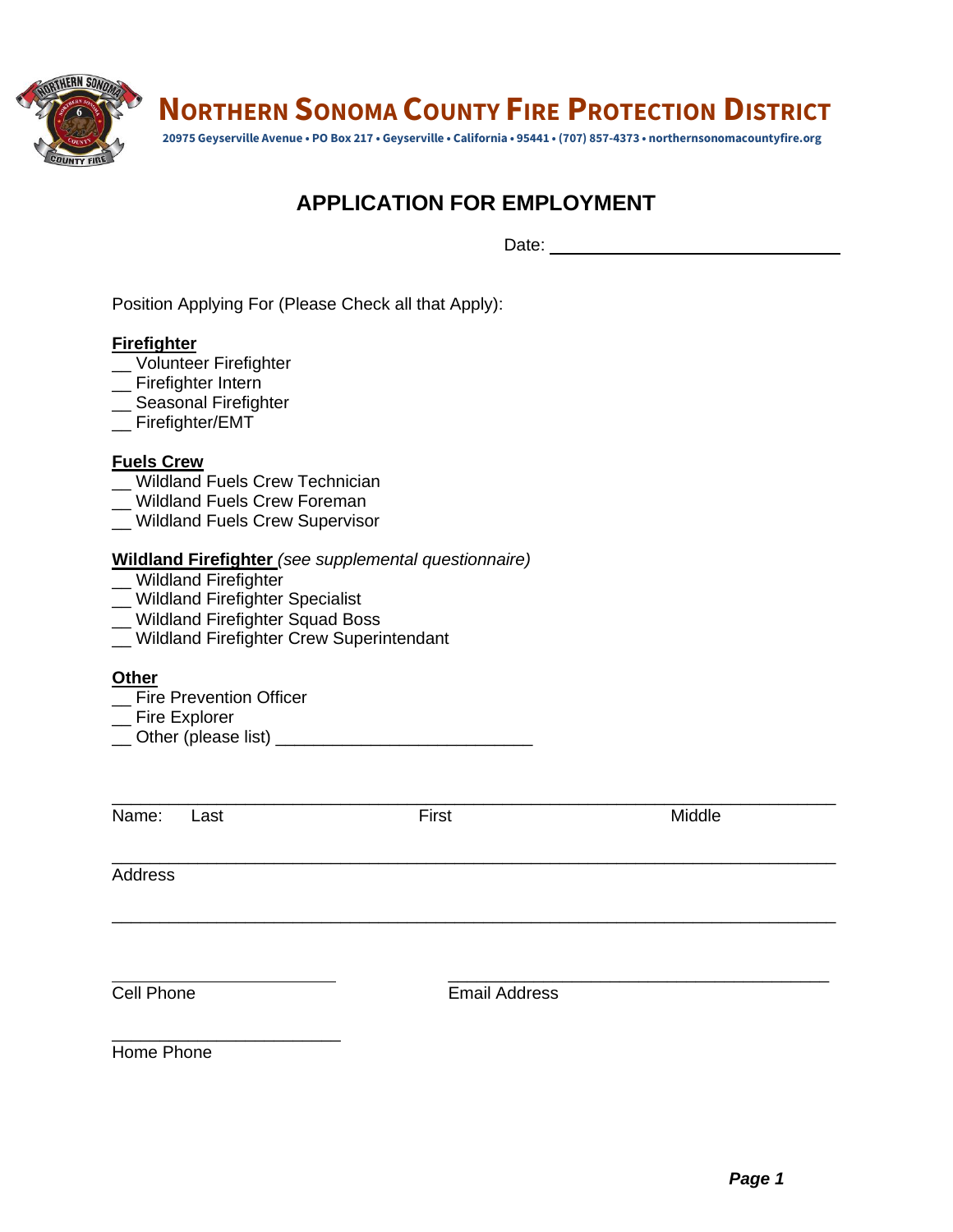# NORTHERN SONOMA COUNTY FIRE PROTECTION DISTRICT

20975 Geyserville Avenue • PO Box 217 • Geyserville • California • 95441 • (707) 857-4373 • northernsonomacountyfire.org

## APPLICATION FOR EMPLOYMENT

Date: ______________________________

Position Applying For (Please Check all that Apply):

**Firefighter**
__ Volunteer Firefighter
__ Firefighter Intern
__ Seasonal Firefighter
__ Firefighter/EMT

**Fuels Crew**
__ Wildland Fuels Crew Technician
__ Wildland Fuels Crew Foreman
__ Wildland Fuels Crew Supervisor

**Wildland Firefighter** *(see supplemental questionnaire)*
__ Wildland Firefighter
__ Wildland Firefighter Specialist
__ Wildland Firefighter Squad Boss
__ Wildland Firefighter Crew Superintendant

**Other**
__ Fire Prevention Officer
__ Fire Explorer
__ Other (please list) ___________________________

______________________________________________________________________________
Name: Last First Middle

______________________________________________________________________________
Address

______________________________________________________________________________

________________________ ________________________________________
Cell Phone Email Address

________________________
Home Phone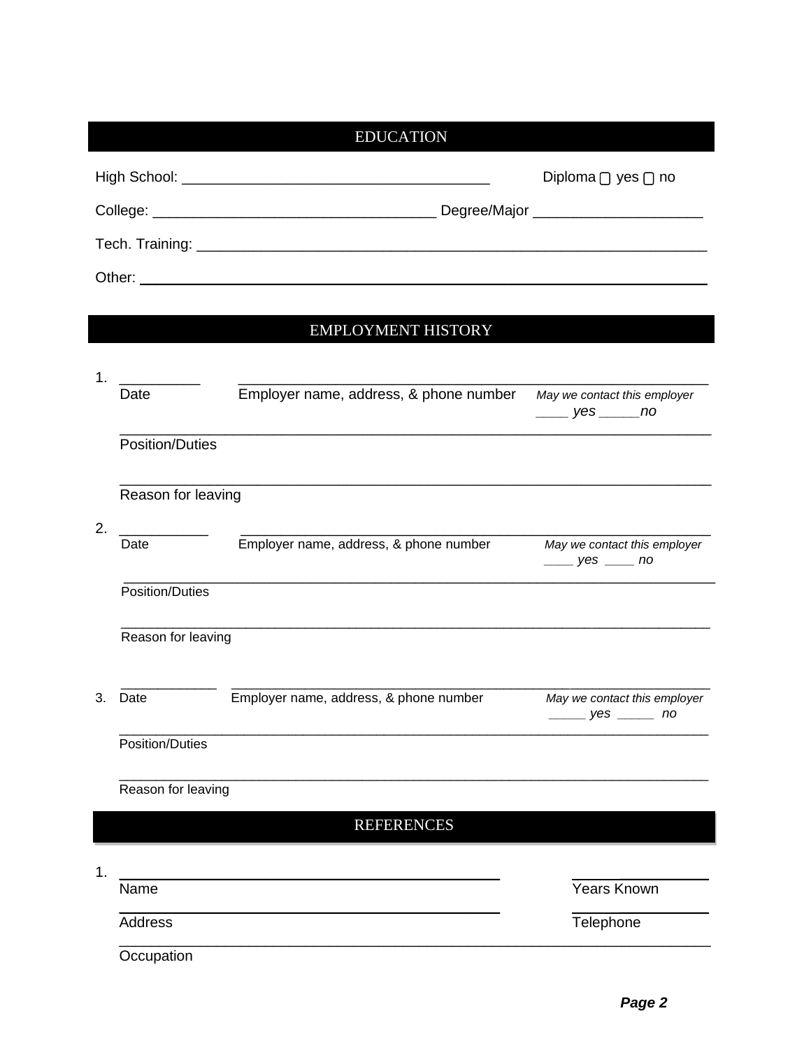## EDUCATION

High School: ______________________________________ Diploma ▢ yes ▢ no

College: ___________________________________ Degree/Major _____________________

Tech. Training: _______________________________________________________________

Other: ________________________________________________________________________

## EMPLOYMENT HISTORY

1. __________ ____________________________________________________________

Date Employer name, address, & phone number *May we contact this employer ____ yes _____no*

______________________________________________________________________

Position/Duties

______________________________________________________________________

Reason for leaving

2. ___________ ____________________________________________________________

Date Employer name, address, & phone number *May we contact this employer ____ yes ____ no*

______________________________________________________________________

Position/Duties

______________________________________________________________________

Reason for leaving

3. ____________ ____________________________________________________________

Date Employer name, address, & phone number *May we contact this employer _____ yes _____ no*

______________________________________________________________________

Position/Duties

______________________________________________________________________

Reason for leaving

## REFERENCES

1. ________________________________________________ ________________

Name Years Known

________________________________________________ ________________

Address Telephone

______________________________________________________________________

Occupation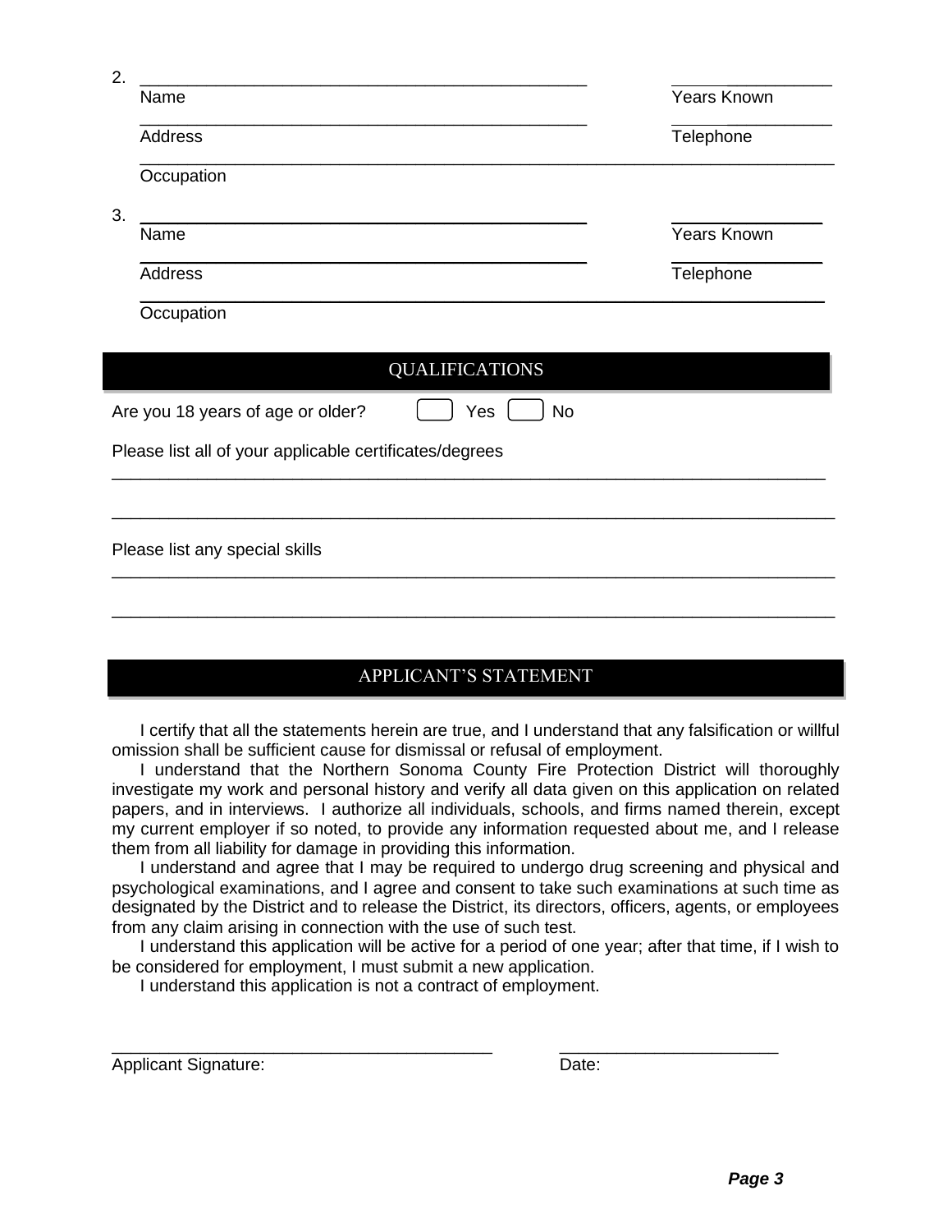2. \_\_\_\_\_\_\_\_\_\_\_\_\_\_\_\_\_\_\_\_\_\_\_\_\_\_\_\_\_\_\_\_\_\_\_\_\_\_\_\_ \_\_\_\_\_\_\_\_\_\_\_\_\_\_\_\_
   Name Years Known

   \_\_\_\_\_\_\_\_\_\_\_\_\_\_\_\_\_\_\_\_\_\_\_\_\_\_\_\_\_\_\_\_\_\_\_\_\_\_\_\_ \_\_\_\_\_\_\_\_\_\_\_\_\_\_\_\_
   Address Telephone

   \_\_\_\_\_\_\_\_\_\_\_\_\_\_\_\_\_\_\_\_\_\_\_\_\_\_\_\_\_\_\_\_\_\_\_\_\_\_\_\_\_\_\_\_\_\_\_\_\_\_\_\_\_\_\_\_\_\_
   Occupation

3. \_\_\_\_\_\_\_\_\_\_\_\_\_\_\_\_\_\_\_\_\_\_\_\_\_\_\_\_\_\_\_\_\_\_\_\_\_\_\_\_ \_\_\_\_\_\_\_\_\_\_\_\_\_\_\_\_
   Name Years Known

   \_\_\_\_\_\_\_\_\_\_\_\_\_\_\_\_\_\_\_\_\_\_\_\_\_\_\_\_\_\_\_\_\_\_\_\_\_\_\_\_ \_\_\_\_\_\_\_\_\_\_\_\_\_\_\_\_
   Address Telephone

   \_\_\_\_\_\_\_\_\_\_\_\_\_\_\_\_\_\_\_\_\_\_\_\_\_\_\_\_\_\_\_\_\_\_\_\_\_\_\_\_\_\_\_\_\_\_\_\_\_\_\_\_\_\_\_\_\_\_
   Occupation

## QUALIFICATIONS

Are you 18 years of age or older? ☐ Yes ☐ No

Please list all of your applicable certificates/degrees

\_\_\_\_\_\_\_\_\_\_\_\_\_\_\_\_\_\_\_\_\_\_\_\_\_\_\_\_\_\_\_\_\_\_\_\_\_\_\_\_\_\_\_\_\_\_\_\_\_\_\_\_\_\_\_\_\_\_\_\_\_\_\_\_

\_\_\_\_\_\_\_\_\_\_\_\_\_\_\_\_\_\_\_\_\_\_\_\_\_\_\_\_\_\_\_\_\_\_\_\_\_\_\_\_\_\_\_\_\_\_\_\_\_\_\_\_\_\_\_\_\_\_\_\_\_\_\_\_

Please list any special skills

\_\_\_\_\_\_\_\_\_\_\_\_\_\_\_\_\_\_\_\_\_\_\_\_\_\_\_\_\_\_\_\_\_\_\_\_\_\_\_\_\_\_\_\_\_\_\_\_\_\_\_\_\_\_\_\_\_\_\_\_\_\_\_\_

\_\_\_\_\_\_\_\_\_\_\_\_\_\_\_\_\_\_\_\_\_\_\_\_\_\_\_\_\_\_\_\_\_\_\_\_\_\_\_\_\_\_\_\_\_\_\_\_\_\_\_\_\_\_\_\_\_\_\_\_\_\_\_\_

## APPLICANT'S STATEMENT

I certify that all the statements herein are true, and I understand that any falsification or willful omission shall be sufficient cause for dismissal or refusal of employment.

I understand that the Northern Sonoma County Fire Protection District will thoroughly investigate my work and personal history and verify all data given on this application on related papers, and in interviews. I authorize all individuals, schools, and firms named therein, except my current employer if so noted, to provide any information requested about me, and I release them from all liability for damage in providing this information.

I understand and agree that I may be required to undergo drug screening and physical and psychological examinations, and I agree and consent to take such examinations at such time as designated by the District and to release the District, its directors, officers, agents, or employees from any claim arising in connection with the use of such test.

I understand this application will be active for a period of one year; after that time, if I wish to be considered for employment, I must submit a new application.

I understand this application is not a contract of employment.

\_\_\_\_\_\_\_\_\_\_\_\_\_\_\_\_\_\_\_\_\_\_\_\_\_\_\_\_\_\_\_\_\_\_\_\_ \_\_\_\_\_\_\_\_\_\_\_\_\_\_\_\_\_\_\_\_\_\_
Applicant Signature: Date: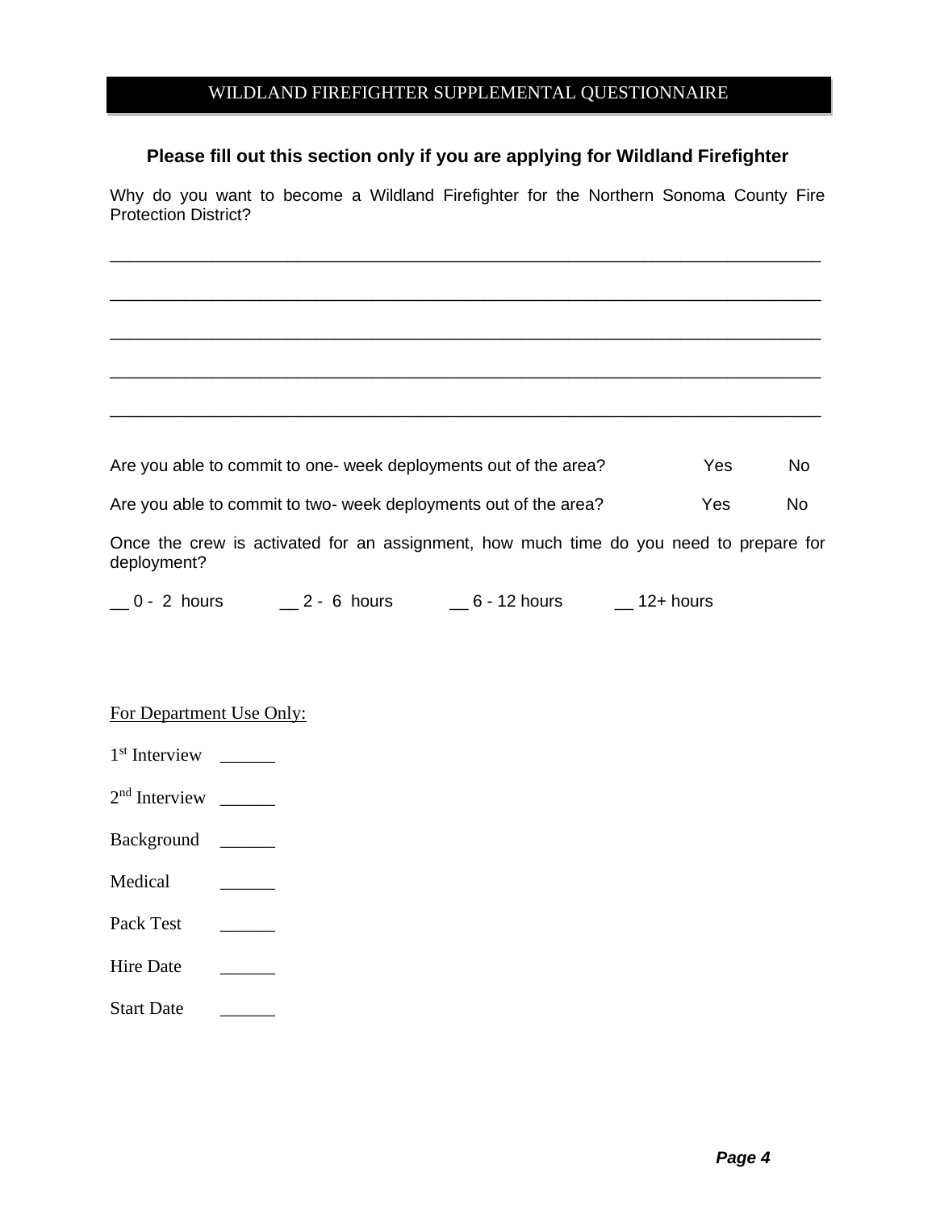# WILDLAND FIREFIGHTER SUPPLEMENTAL QUESTIONNAIRE

**Please fill out this section only if you are applying for Wildland Firefighter**

Why do you want to become a Wildland Firefighter for the Northern Sonoma County Fire Protection District?

______________________________________________________________________________

______________________________________________________________________________

______________________________________________________________________________

______________________________________________________________________________

______________________________________________________________________________

Are you able to commit to one- week deployments out of the area? Yes No

Are you able to commit to two- week deployments out of the area? Yes No

Once the crew is activated for an assignment, how much time do you need to prepare for deployment?

__ 0 - 2 hours __ 2 - 6 hours __ 6 - 12 hours __ 12+ hours

For Department Use Only:

1st Interview ______

2nd Interview ______

Background ______

Medical ______

Pack Test ______

Hire Date ______

Start Date ______